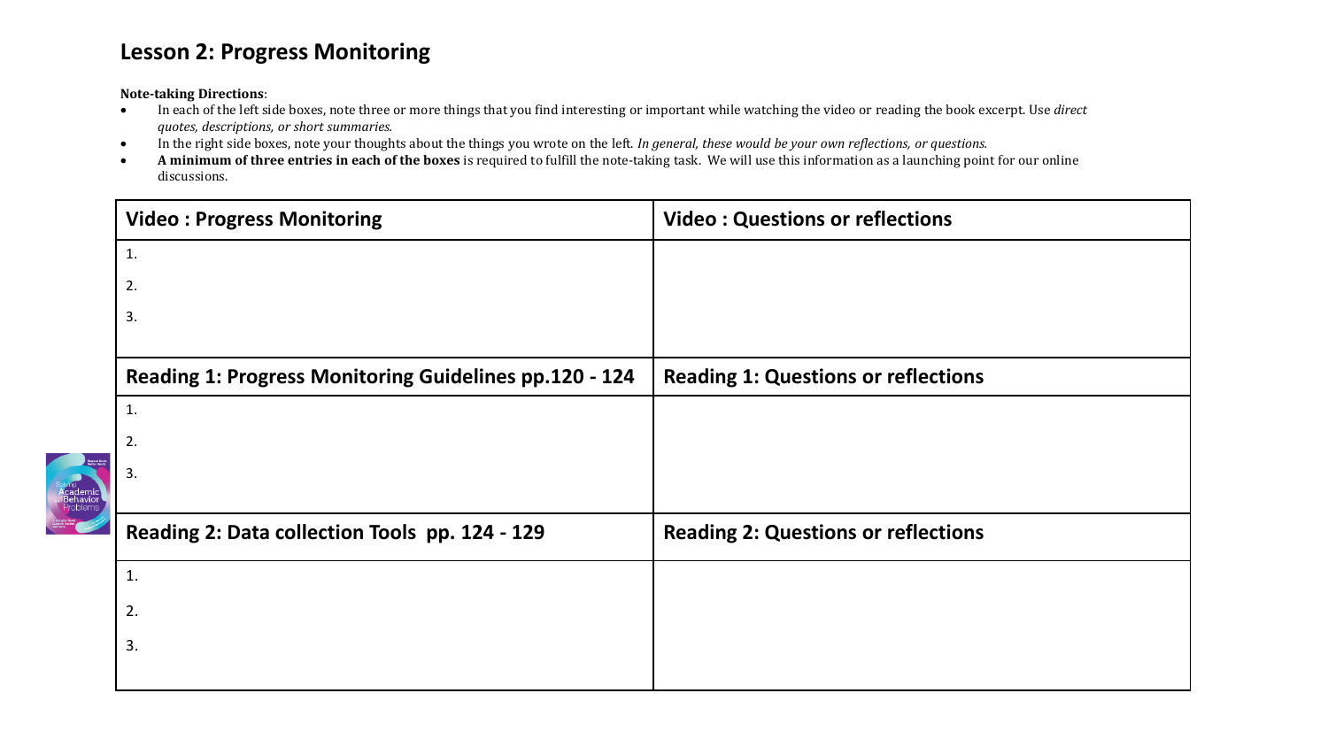# Lesson 2: Progress Monitoring

**Note-taking Directions**:

- In each of the left side boxes, note three or more things that you find interesting or important while watching the video or reading the book excerpt. Use *direct quotes, descriptions, or short summaries.*
- In the right side boxes, note your thoughts about the things you wrote on the left. *In general, these would be your own reflections, or questions.*
- **A minimum of three entries in each of the boxes** is required to fulfill the note-taking task. We will use this information as a launching point for our online discussions.

| Video : Progress Monitoring | Video : Questions or reflections |
|---|---|
| 1.<br>2.<br>3. | |
| **Reading 1: Progress Monitoring Guidelines pp.120 - 124** | **Reading 1: Questions or reflections** |
| 1.<br>2.<br>3. | |
| **Reading 2: Data collection Tools pp. 124 - 129** | **Reading 2: Questions or reflections** |
| 1.<br>2.<br>3. | |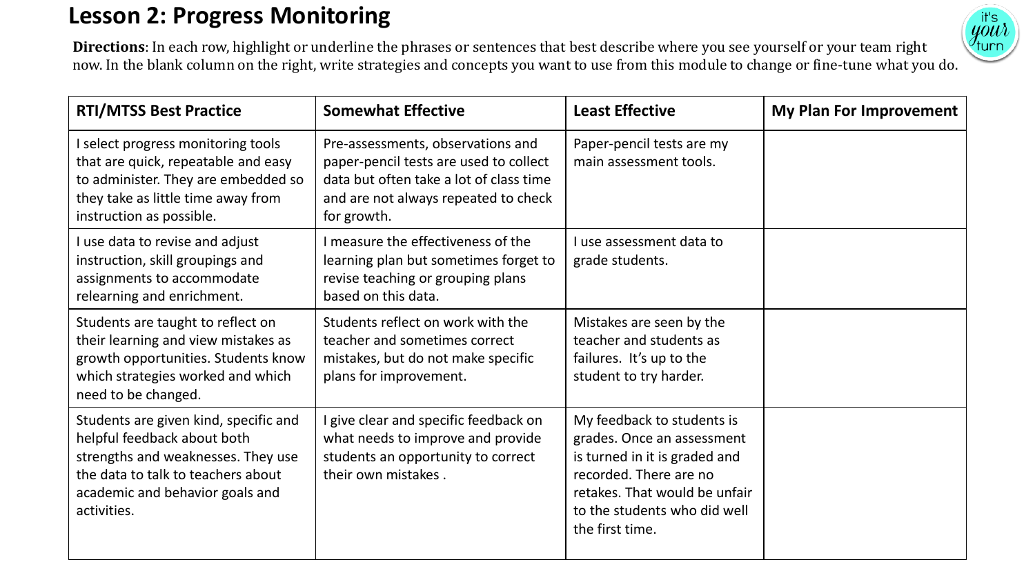# Lesson 2: Progress Monitoring

**Directions**: In each row, highlight or underline the phrases or sentences that best describe where you see yourself or your team right now. In the blank column on the right, write strategies and concepts you want to use from this module to change or fine-tune what you do.

| RTI/MTSS Best Practice | Somewhat Effective | Least Effective | My Plan For Improvement |
| --- | --- | --- | --- |
| I select progress monitoring tools that are quick, repeatable and easy to administer. They are embedded so they take as little time away from instruction as possible. | Pre-assessments, observations and paper-pencil tests are used to collect data but often take a lot of class time and are not always repeated to check for growth. | Paper-pencil tests are my main assessment tools. | |
| I use data to revise and adjust instruction, skill groupings and assignments to accommodate relearning and enrichment. | I measure the effectiveness of the learning plan but sometimes forget to revise teaching or grouping plans based on this data. | I use assessment data to grade students. | |
| Students are taught to reflect on their learning and view mistakes as growth opportunities. Students know which strategies worked and which need to be changed. | Students reflect on work with the teacher and sometimes correct mistakes, but do not make specific plans for improvement. | Mistakes are seen by the teacher and students as failures. It's up to the student to try harder. | |
| Students are given kind, specific and helpful feedback about both strengths and weaknesses. They use the data to talk to teachers about academic and behavior goals and activities. | I give clear and specific feedback on what needs to improve and provide students an opportunity to correct their own mistakes . | My feedback to students is grades. Once an assessment is turned in it is graded and recorded. There are no retakes. That would be unfair to the students who did well the first time. | |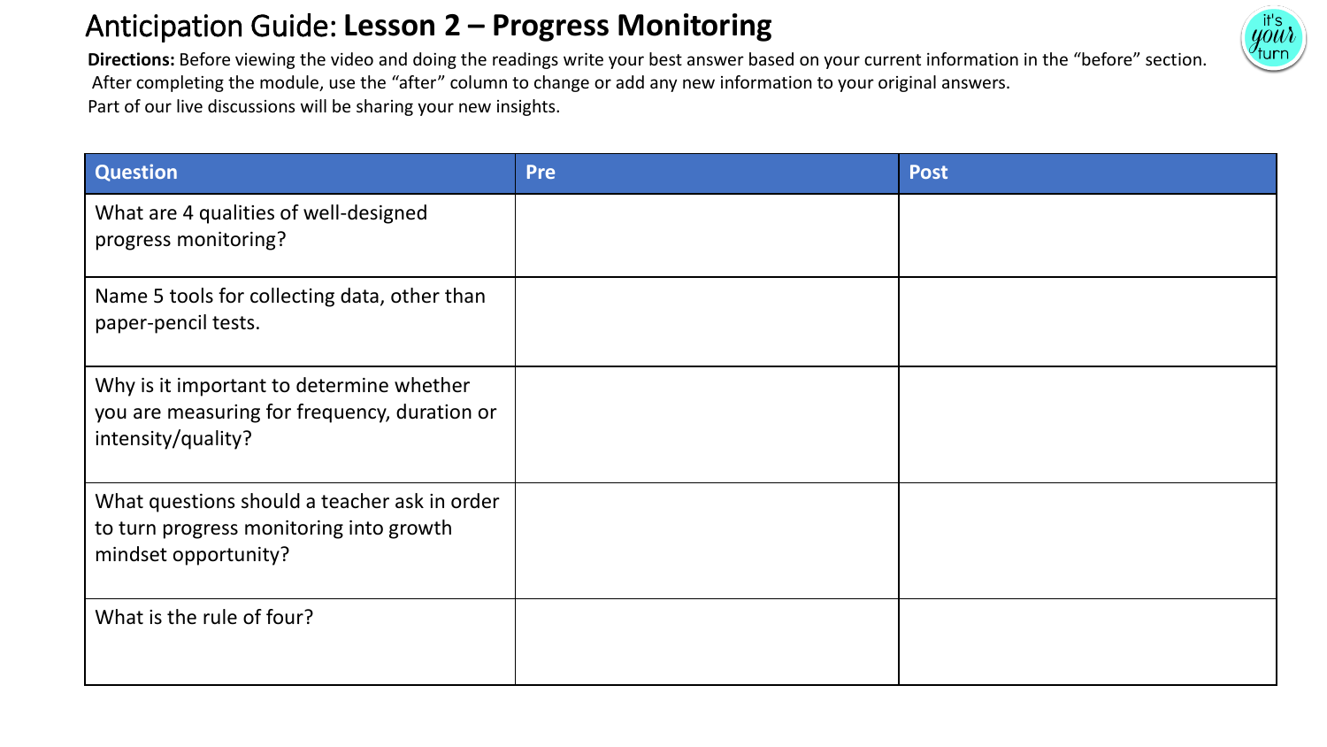# Anticipation Guide: **Lesson 2 – Progress Monitoring**

**Directions:** Before viewing the video and doing the readings write your best answer based on your current information in the "before" section. After completing the module, use the "after" column to change or add any new information to your original answers.
Part of our live discussions will be sharing your new insights.

| Question | Pre | Post |
| --- | --- | --- |
| What are 4 qualities of well-designed progress monitoring? | | |
| Name 5 tools for collecting data, other than paper-pencil tests. | | |
| Why is it important to determine whether you are measuring for frequency, duration or intensity/quality? | | |
| What questions should a teacher ask in order to turn progress monitoring into growth mindset opportunity? | | |
| What is the rule of four? | | |